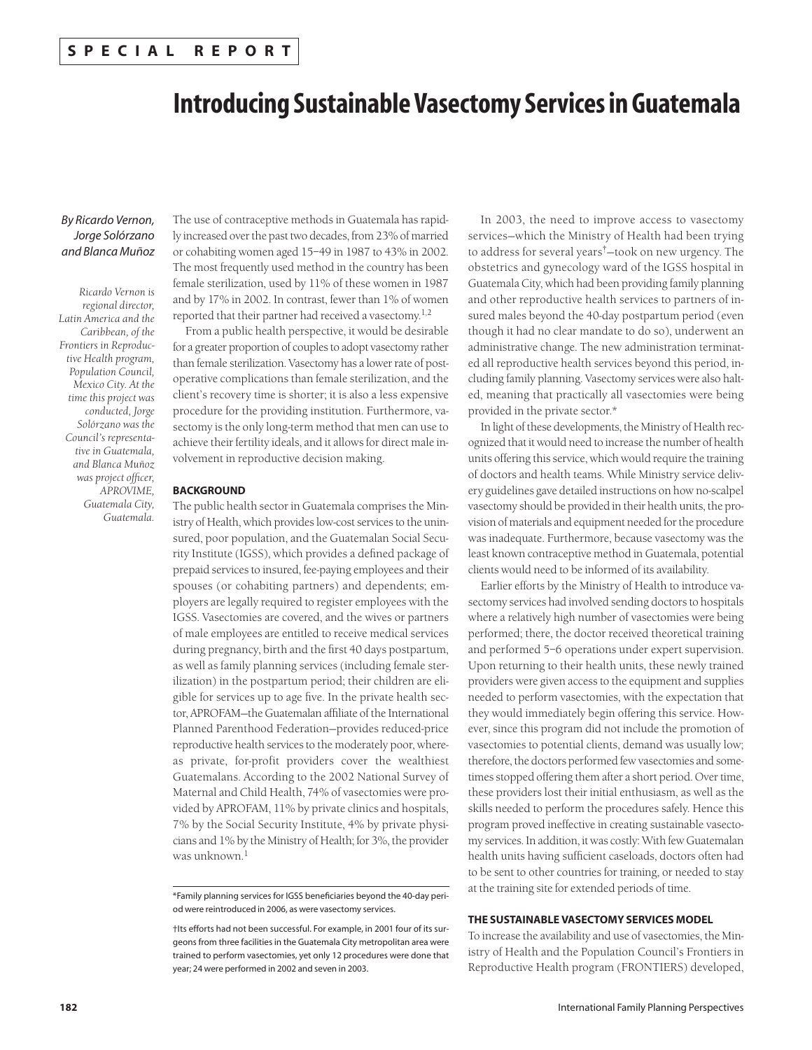SPECIAL REPORT

# Introducing Sustainable Vasectomy Services in Guatemala

*By Ricardo Vernon, Jorge Solórzano and Blanca Muñoz*

*Ricardo Vernon is regional director, Latin America and the Caribbean, of the Frontiers in Reproductive Health program, Population Council, Mexico City. At the time this project was conducted, Jorge Solórzano was the Council's representative in Guatemala, and Blanca Muñoz was project officer, APROVIME, Guatemala City, Guatemala.*

The use of contraceptive methods in Guatemala has rapidly increased over the past two decades, from 23% of married or cohabiting women aged 15–49 in 1987 to 43% in 2002. The most frequently used method in the country has been female sterilization, used by 11% of these women in 1987 and by 17% in 2002. In contrast, fewer than 1% of women reported that their partner had received a vasectomy.[1,2]

From a public health perspective, it would be desirable for a greater proportion of couples to adopt vasectomy rather than female sterilization. Vasectomy has a lower rate of postoperative complications than female sterilization, and the client's recovery time is shorter; it is also a less expensive procedure for the providing institution. Furthermore, vasectomy is the only long-term method that men can use to achieve their fertility ideals, and it allows for direct male involvement in reproductive decision making.

## BACKGROUND

The public health sector in Guatemala comprises the Ministry of Health, which provides low-cost services to the uninsured, poor population, and the Guatemalan Social Security Institute (IGSS), which provides a defined package of prepaid services to insured, fee-paying employees and their spouses (or cohabiting partners) and dependents; employers are legally required to register employees with the IGSS. Vasectomies are covered, and the wives or partners of male employees are entitled to receive medical services during pregnancy, birth and the first 40 days postpartum, as well as family planning services (including female sterilization) in the postpartum period; their children are eligible for services up to age five. In the private health sector, APROFAM—the Guatemalan affiliate of the International Planned Parenthood Federation—provides reduced-price reproductive health services to the moderately poor, whereas private, for-profit providers cover the wealthiest Guatemalans. According to the 2002 National Survey of Maternal and Child Health, 74% of vasectomies were provided by APROFAM, 11% by private clinics and hospitals, 7% by the Social Security Institute, 4% by private physicians and 1% by the Ministry of Health; for 3%, the provider was unknown.[1]

In 2003, the need to improve access to vasectomy services—which the Ministry of Health had been trying to address for several years†—took on new urgency. The obstetrics and gynecology ward of the IGSS hospital in Guatemala City, which had been providing family planning and other reproductive health services to partners of insured males beyond the 40-day postpartum period (even though it had no clear mandate to do so), underwent an administrative change. The new administration terminated all reproductive health services beyond this period, including family planning. Vasectomy services were also halted, meaning that practically all vasectomies were being provided in the private sector.*

In light of these developments, the Ministry of Health recognized that it would need to increase the number of health units offering this service, which would require the training of doctors and health teams. While Ministry service delivery guidelines gave detailed instructions on how no-scalpel vasectomy should be provided in their health units, the provision of materials and equipment needed for the procedure was inadequate. Furthermore, because vasectomy was the least known contraceptive method in Guatemala, potential clients would need to be informed of its availability.

Earlier efforts by the Ministry of Health to introduce vasectomy services had involved sending doctors to hospitals where a relatively high number of vasectomies were being performed; there, the doctor received theoretical training and performed 5–6 operations under expert supervision. Upon returning to their health units, these newly trained providers were given access to the equipment and supplies needed to perform vasectomies, with the expectation that they would immediately begin offering this service. However, since this program did not include the promotion of vasectomies to potential clients, demand was usually low; therefore, the doctors performed few vasectomies and sometimes stopped offering them after a short period. Over time, these providers lost their initial enthusiasm, as well as the skills needed to perform the procedures safely. Hence this program proved ineffective in creating sustainable vasectomy services. In addition, it was costly: With few Guatemalan health units having sufficient caseloads, doctors often had to be sent to other countries for training, or needed to stay at the training site for extended periods of time.

## THE SUSTAINABLE VASECTOMY SERVICES MODEL

To increase the availability and use of vasectomies, the Ministry of Health and the Population Council's Frontiers in Reproductive Health program (FRONTIERS) developed,

*Family planning services for IGSS beneficiaries beyond the 40-day period were reintroduced in 2006, as were vasectomy services.

†Its efforts had not been successful. For example, in 2001 four of its surgeons from three facilities in the Guatemala City metropolitan area were trained to perform vasectomies, yet only 12 procedures were done that year; 24 were performed in 2002 and seven in 2003.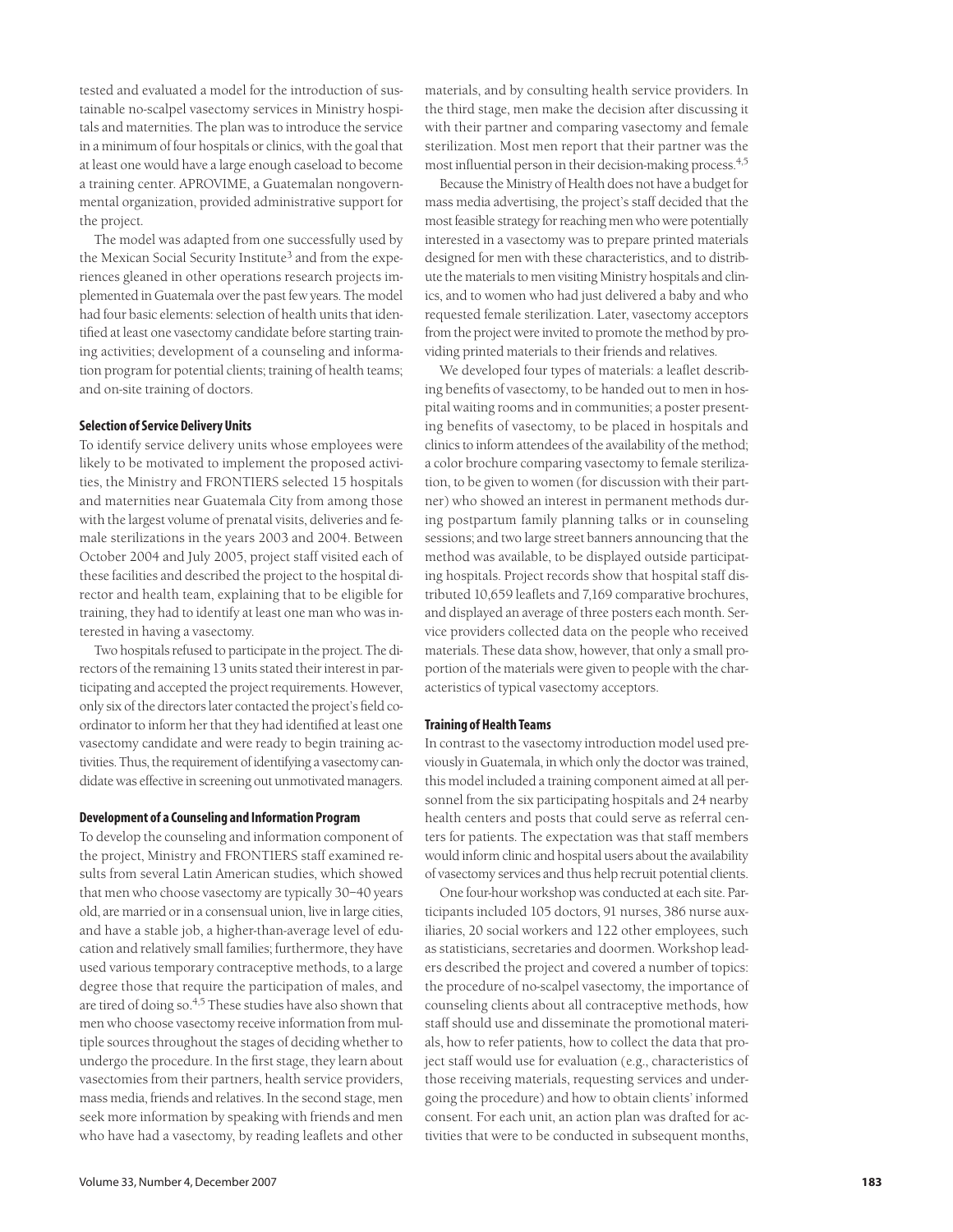tested and evaluated a model for the introduction of sustainable no-scalpel vasectomy services in Ministry hospitals and maternities. The plan was to introduce the service in a minimum of four hospitals or clinics, with the goal that at least one would have a large enough caseload to become a training center. APROVIME, a Guatemalan nongovernmental organization, provided administrative support for the project.

The model was adapted from one successfully used by the Mexican Social Security Institute[3] and from the experiences gleaned in other operations research projects implemented in Guatemala over the past few years. The model had four basic elements: selection of health units that identified at least one vasectomy candidate before starting training activities; development of a counseling and information program for potential clients; training of health teams; and on-site training of doctors.

### Selection of Service Delivery Units

To identify service delivery units whose employees were likely to be motivated to implement the proposed activities, the Ministry and FRONTIERS selected 15 hospitals and maternities near Guatemala City from among those with the largest volume of prenatal visits, deliveries and female sterilizations in the years 2003 and 2004. Between October 2004 and July 2005, project staff visited each of these facilities and described the project to the hospital director and health team, explaining that to be eligible for training, they had to identify at least one man who was interested in having a vasectomy.

Two hospitals refused to participate in the project. The directors of the remaining 13 units stated their interest in participating and accepted the project requirements. However, only six of the directors later contacted the project's field coordinator to inform her that they had identified at least one vasectomy candidate and were ready to begin training activities. Thus, the requirement of identifying a vasectomy candidate was effective in screening out unmotivated managers.

### Development of a Counseling and Information Program

To develop the counseling and information component of the project, Ministry and FRONTIERS staff examined results from several Latin American studies, which showed that men who choose vasectomy are typically 30–40 years old, are married or in a consensual union, live in large cities, and have a stable job, a higher-than-average level of education and relatively small families; furthermore, they have used various temporary contraceptive methods, to a large degree those that require the participation of males, and are tired of doing so.[4,5] These studies have also shown that men who choose vasectomy receive information from multiple sources throughout the stages of deciding whether to undergo the procedure. In the first stage, they learn about vasectomies from their partners, health service providers, mass media, friends and relatives. In the second stage, men seek more information by speaking with friends and men who have had a vasectomy, by reading leaflets and other materials, and by consulting health service providers. In the third stage, men make the decision after discussing it with their partner and comparing vasectomy and female sterilization. Most men report that their partner was the most influential person in their decision-making process.[4,5]

Because the Ministry of Health does not have a budget for mass media advertising, the project's staff decided that the most feasible strategy for reaching men who were potentially interested in a vasectomy was to prepare printed materials designed for men with these characteristics, and to distribute the materials to men visiting Ministry hospitals and clinics, and to women who had just delivered a baby and who requested female sterilization. Later, vasectomy acceptors from the project were invited to promote the method by providing printed materials to their friends and relatives.

We developed four types of materials: a leaflet describing benefits of vasectomy, to be handed out to men in hospital waiting rooms and in communities; a poster presenting benefits of vasectomy, to be placed in hospitals and clinics to inform attendees of the availability of the method; a color brochure comparing vasectomy to female sterilization, to be given to women (for discussion with their partner) who showed an interest in permanent methods during postpartum family planning talks or in counseling sessions; and two large street banners announcing that the method was available, to be displayed outside participating hospitals. Project records show that hospital staff distributed 10,659 leaflets and 7,169 comparative brochures, and displayed an average of three posters each month. Service providers collected data on the people who received materials. These data show, however, that only a small proportion of the materials were given to people with the characteristics of typical vasectomy acceptors.

### Training of Health Teams

In contrast to the vasectomy introduction model used previously in Guatemala, in which only the doctor was trained, this model included a training component aimed at all personnel from the six participating hospitals and 24 nearby health centers and posts that could serve as referral centers for patients. The expectation was that staff members would inform clinic and hospital users about the availability of vasectomy services and thus help recruit potential clients.

One four-hour workshop was conducted at each site. Participants included 105 doctors, 91 nurses, 386 nurse auxiliaries, 20 social workers and 122 other employees, such as statisticians, secretaries and doormen. Workshop leaders described the project and covered a number of topics: the procedure of no-scalpel vasectomy, the importance of counseling clients about all contraceptive methods, how staff should use and disseminate the promotional materials, how to refer patients, how to collect the data that project staff would use for evaluation (e.g., characteristics of those receiving materials, requesting services and undergoing the procedure) and how to obtain clients' informed consent. For each unit, an action plan was drafted for activities that were to be conducted in subsequent months,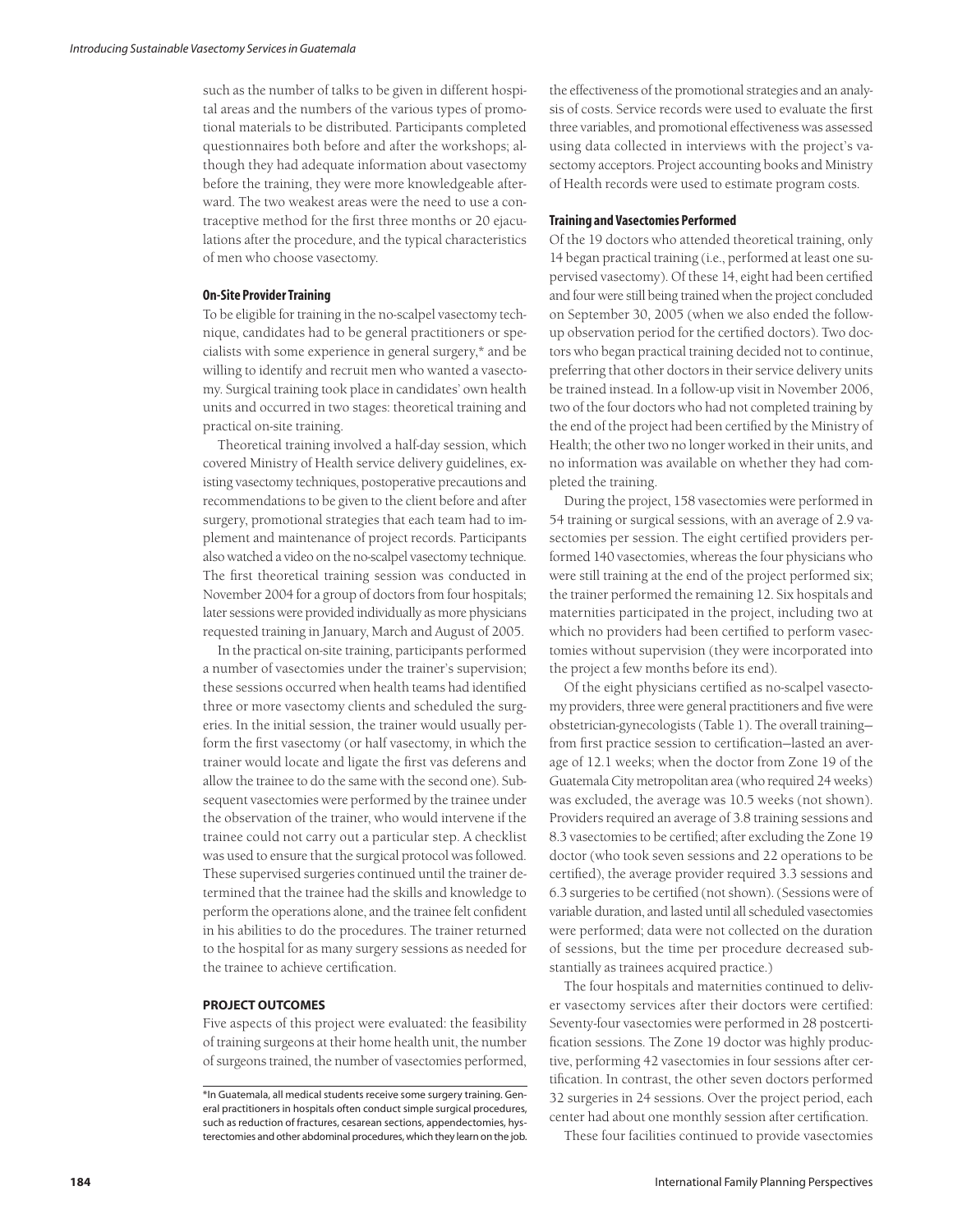such as the number of talks to be given in different hospital areas and the numbers of the various types of promotional materials to be distributed. Participants completed questionnaires both before and after the workshops; although they had adequate information about vasectomy before the training, they were more knowledgeable afterward. The two weakest areas were the need to use a contraceptive method for the first three months or 20 ejaculations after the procedure, and the typical characteristics of men who choose vasectomy.

#### On-Site Provider Training

To be eligible for training in the no-scalpel vasectomy technique, candidates had to be general practitioners or specialists with some experience in general surgery,* and be willing to identify and recruit men who wanted a vasectomy. Surgical training took place in candidates' own health units and occurred in two stages: theoretical training and practical on-site training.

Theoretical training involved a half-day session, which covered Ministry of Health service delivery guidelines, existing vasectomy techniques, postoperative precautions and recommendations to be given to the client before and after surgery, promotional strategies that each team had to implement and maintenance of project records. Participants also watched a video on the no-scalpel vasectomy technique. The first theoretical training session was conducted in November 2004 for a group of doctors from four hospitals; later sessions were provided individually as more physicians requested training in January, March and August of 2005.

In the practical on-site training, participants performed a number of vasectomies under the trainer's supervision; these sessions occurred when health teams had identified three or more vasectomy clients and scheduled the surgeries. In the initial session, the trainer would usually perform the first vasectomy (or half vasectomy, in which the trainer would locate and ligate the first vas deferens and allow the trainee to do the same with the second one). Subsequent vasectomies were performed by the trainee under the observation of the trainer, who would intervene if the trainee could not carry out a particular step. A checklist was used to ensure that the surgical protocol was followed. These supervised surgeries continued until the trainer determined that the trainee had the skills and knowledge to perform the operations alone, and the trainee felt confident in his abilities to do the procedures. The trainer returned to the hospital for as many surgery sessions as needed for the trainee to achieve certification.

### PROJECT OUTCOMES

Five aspects of this project were evaluated: the feasibility of training surgeons at their home health unit, the number of surgeons trained, the number of vasectomies performed, the effectiveness of the promotional strategies and an analysis of costs. Service records were used to evaluate the first three variables, and promotional effectiveness was assessed using data collected in interviews with the project's vasectomy acceptors. Project accounting books and Ministry of Health records were used to estimate program costs.

#### Training and Vasectomies Performed

Of the 19 doctors who attended theoretical training, only 14 began practical training (i.e., performed at least one supervised vasectomy). Of these 14, eight had been certified and four were still being trained when the project concluded on September 30, 2005 (when we also ended the follow-up observation period for the certified doctors). Two doctors who began practical training decided not to continue, preferring that other doctors in their service delivery units be trained instead. In a follow-up visit in November 2006, two of the four doctors who had not completed training by the end of the project had been certified by the Ministry of Health; the other two no longer worked in their units, and no information was available on whether they had completed the training.

During the project, 158 vasectomies were performed in 54 training or surgical sessions, with an average of 2.9 vasectomies per session. The eight certified providers performed 140 vasectomies, whereas the four physicians who were still training at the end of the project performed six; the trainer performed the remaining 12. Six hospitals and maternities participated in the project, including two at which no providers had been certified to perform vasectomies without supervision (they were incorporated into the project a few months before its end).

Of the eight physicians certified as no-scalpel vasectomy providers, three were general practitioners and five were obstetrician-gynecologists (Table 1). The overall training—from first practice session to certification—lasted an average of 12.1 weeks; when the doctor from Zone 19 of the Guatemala City metropolitan area (who required 24 weeks) was excluded, the average was 10.5 weeks (not shown). Providers required an average of 3.8 training sessions and 8.3 vasectomies to be certified; after excluding the Zone 19 doctor (who took seven sessions and 22 operations to be certified), the average provider required 3.3 sessions and 6.3 surgeries to be certified (not shown). (Sessions were of variable duration, and lasted until all scheduled vasectomies were performed; data were not collected on the duration of sessions, but the time per procedure decreased substantially as trainees acquired practice.)

The four hospitals and maternities continued to deliver vasectomy services after their doctors were certified: Seventy-four vasectomies were performed in 28 postcertification sessions. The Zone 19 doctor was highly productive, performing 42 vasectomies in four sessions after certification. In contrast, the other seven doctors performed 32 surgeries in 24 sessions. Over the project period, each center had about one monthly session after certification.

These four facilities continued to provide vasectomies

*In Guatemala, all medical students receive some surgery training. General practitioners in hospitals often conduct simple surgical procedures, such as reduction of fractures, cesarean sections, appendectomies, hysterectomies and other abdominal procedures, which they learn on the job.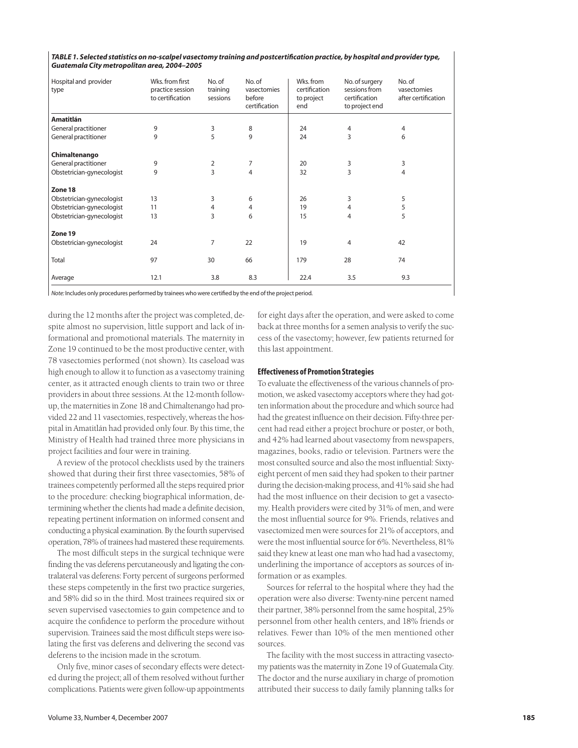***TABLE 1. Selected statistics on no-scalpel vasectomy training and postcertification practice, by hospital and provider type, Guatemala City metropolitan area, 2004–2005***

| Hospital and provider type | Wks. from first practice session to certification | No. of training sessions | No. of vasectomies before certification | Wks. from certification to project end | No. of surgery sessions from certification to project end | No. of vasectomies after certification |
|---|---|---|---|---|---|---|
| **Amatitlán** | | | | | | |
| General practitioner | 9 | 3 | 8 | 24 | 4 | 4 |
| General practitioner | 9 | 5 | 9 | 24 | 3 | 6 |
| **Chimaltenango** | | | | | | |
| General practitioner | 9 | 2 | 7 | 20 | 3 | 3 |
| Obstetrician-gynecologist | 9 | 3 | 4 | 32 | 3 | 4 |
| **Zone 18** | | | | | | |
| Obstetrician-gynecologist | 13 | 3 | 6 | 26 | 3 | 5 |
| Obstetrician-gynecologist | 11 | 4 | 4 | 19 | 4 | 5 |
| Obstetrician-gynecologist | 13 | 3 | 6 | 15 | 4 | 5 |
| **Zone 19** | | | | | | |
| Obstetrician-gynecologist | 24 | 7 | 22 | 19 | 4 | 42 |
| Total | 97 | 30 | 66 | 179 | 28 | 74 |
| Average | 12.1 | 3.8 | 8.3 | 22.4 | 3.5 | 9.3 |

*Note:* Includes only procedures performed by trainees who were certified by the end of the project period.

during the 12 months after the project was completed, despite almost no supervision, little support and lack of informational and promotional materials. The maternity in Zone 19 continued to be the most productive center, with 78 vasectomies performed (not shown). Its caseload was high enough to allow it to function as a vasectomy training center, as it attracted enough clients to train two or three providers in about three sessions. At the 12-month follow-up, the maternities in Zone 18 and Chimaltenango had provided 22 and 11 vasectomies, respectively, whereas the hospital in Amatitlán had provided only four. By this time, the Ministry of Health had trained three more physicians in project facilities and four were in training.

A review of the protocol checklists used by the trainers showed that during their first three vasectomies, 58% of trainees competently performed all the steps required prior to the procedure: checking biographical information, determining whether the clients had made a definite decision, repeating pertinent information on informed consent and conducting a physical examination. By the fourth supervised operation, 78% of trainees had mastered these requirements.

The most difficult steps in the surgical technique were finding the vas deferens percutaneously and ligating the contralateral vas deferens: Forty percent of surgeons performed these steps competently in the first two practice surgeries, and 58% did so in the third. Most trainees required six or seven supervised vasectomies to gain competence and to acquire the confidence to perform the procedure without supervision. Trainees said the most difficult steps were isolating the first vas deferens and delivering the second vas deferens to the incision made in the scrotum.

Only five, minor cases of secondary effects were detected during the project; all of them resolved without further complications. Patients were given follow-up appointments for eight days after the operation, and were asked to come back at three months for a semen analysis to verify the success of the vasectomy; however, few patients returned for this last appointment.

### Effectiveness of Promotion Strategies

To evaluate the effectiveness of the various channels of promotion, we asked vasectomy acceptors where they had gotten information about the procedure and which source had had the greatest influence on their decision. Fifty-three percent had read either a project brochure or poster, or both, and 42% had learned about vasectomy from newspapers, magazines, books, radio or television. Partners were the most consulted source and also the most influential: Sixty-eight percent of men said they had spoken to their partner during the decision-making process, and 41% said she had had the most influence on their decision to get a vasectomy. Health providers were cited by 31% of men, and were the most influential source for 9%. Friends, relatives and vasectomized men were sources for 21% of acceptors, and were the most influential source for 6%. Nevertheless, 81% said they knew at least one man who had had a vasectomy, underlining the importance of acceptors as sources of information or as examples.

Sources for referral to the hospital where they had the operation were also diverse: Twenty-nine percent named their partner, 38% personnel from the same hospital, 25% personnel from other health centers, and 18% friends or relatives. Fewer than 10% of the men mentioned other sources.

The facility with the most success in attracting vasectomy patients was the maternity in Zone 19 of Guatemala City. The doctor and the nurse auxiliary in charge of promotion attributed their success to daily family planning talks for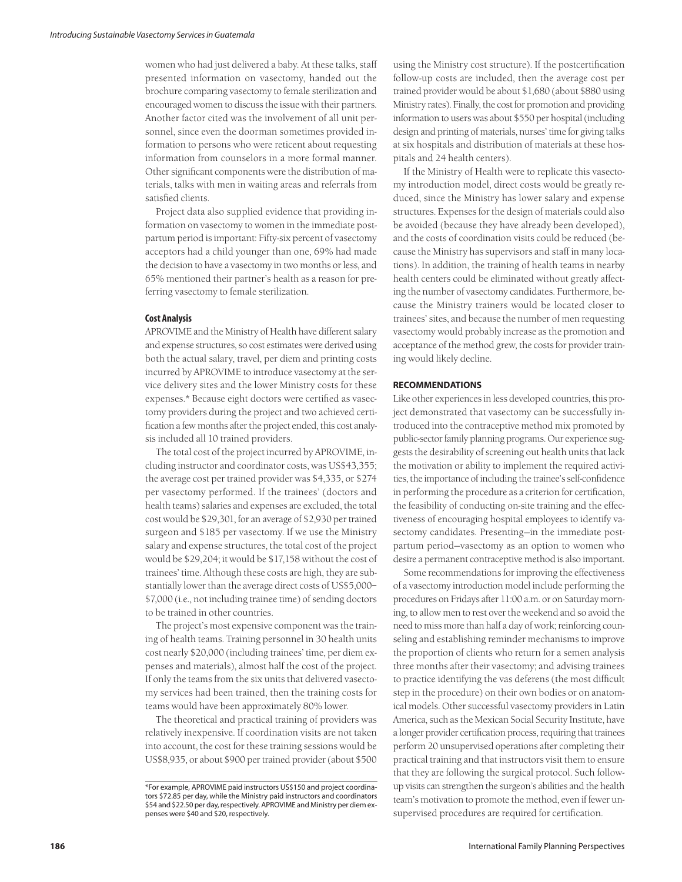women who had just delivered a baby. At these talks, staff presented information on vasectomy, handed out the brochure comparing vasectomy to female sterilization and encouraged women to discuss the issue with their partners. Another factor cited was the involvement of all unit personnel, since even the doorman sometimes provided information to persons who were reticent about requesting information from counselors in a more formal manner. Other significant components were the distribution of materials, talks with men in waiting areas and referrals from satisfied clients.

Project data also supplied evidence that providing information on vasectomy to women in the immediate postpartum period is important: Fifty-six percent of vasectomy acceptors had a child younger than one, 69% had made the decision to have a vasectomy in two months or less, and 65% mentioned their partner's health as a reason for preferring vasectomy to female sterilization.

#### Cost Analysis

APROVIME and the Ministry of Health have different salary and expense structures, so cost estimates were derived using both the actual salary, travel, per diem and printing costs incurred by APROVIME to introduce vasectomy at the service delivery sites and the lower Ministry costs for these expenses.* Because eight doctors were certified as vasectomy providers during the project and two achieved certification a few months after the project ended, this cost analysis included all 10 trained providers.

The total cost of the project incurred by APROVIME, including instructor and coordinator costs, was US$43,355; the average cost per trained provider was $4,335, or $274 per vasectomy performed. If the trainees' (doctors and health teams) salaries and expenses are excluded, the total cost would be $29,301, for an average of $2,930 per trained surgeon and $185 per vasectomy. If we use the Ministry salary and expense structures, the total cost of the project would be $29,204; it would be $17,158 without the cost of trainees' time. Although these costs are high, they are substantially lower than the average direct costs of US$5,000–$7,000 (i.e., not including trainee time) of sending doctors to be trained in other countries.

The project's most expensive component was the training of health teams. Training personnel in 30 health units cost nearly $20,000 (including trainees' time, per diem expenses and materials), almost half the cost of the project. If only the teams from the six units that delivered vasectomy services had been trained, then the training costs for teams would have been approximately 80% lower.

The theoretical and practical training of providers was relatively inexpensive. If coordination visits are not taken into account, the cost for these training sessions would be US$8,935, or about $900 per trained provider (about $500 using the Ministry cost structure). If the postcertification follow-up costs are included, then the average cost per trained provider would be about $1,680 (about $880 using Ministry rates). Finally, the cost for promotion and providing information to users was about $550 per hospital (including design and printing of materials, nurses' time for giving talks at six hospitals and distribution of materials at these hospitals and 24 health centers).

If the Ministry of Health were to replicate this vasectomy introduction model, direct costs would be greatly reduced, since the Ministry has lower salary and expense structures. Expenses for the design of materials could also be avoided (because they have already been developed), and the costs of coordination visits could be reduced (because the Ministry has supervisors and staff in many locations). In addition, the training of health teams in nearby health centers could be eliminated without greatly affecting the number of vasectomy candidates. Furthermore, because the Ministry trainers would be located closer to trainees' sites, and because the number of men requesting vasectomy would probably increase as the promotion and acceptance of the method grew, the costs for provider training would likely decline.

### RECOMMENDATIONS

Like other experiences in less developed countries, this project demonstrated that vasectomy can be successfully introduced into the contraceptive method mix promoted by public-sector family planning programs. Our experience suggests the desirability of screening out health units that lack the motivation or ability to implement the required activities, the importance of including the trainee's self-confidence in performing the procedure as a criterion for certification, the feasibility of conducting on-site training and the effectiveness of encouraging hospital employees to identify vasectomy candidates. Presenting—in the immediate postpartum period—vasectomy as an option to women who desire a permanent contraceptive method is also important.

Some recommendations for improving the effectiveness of a vasectomy introduction model include performing the procedures on Fridays after 11:00 a.m. or on Saturday morning, to allow men to rest over the weekend and so avoid the need to miss more than half a day of work; reinforcing counseling and establishing reminder mechanisms to improve the proportion of clients who return for a semen analysis three months after their vasectomy; and advising trainees to practice identifying the vas deferens (the most difficult step in the procedure) on their own bodies or on anatomical models. Other successful vasectomy providers in Latin America, such as the Mexican Social Security Institute, have a longer provider certification process, requiring that trainees perform 20 unsupervised operations after completing their practical training and that instructors visit them to ensure that they are following the surgical protocol. Such follow-up visits can strengthen the surgeon's abilities and the health team's motivation to promote the method, even if fewer unsupervised procedures are required for certification.

---

*For example, APROVIME paid instructors US$150 and project coordinators $72.85 per day, while the Ministry paid instructors and coordinators $54 and $22.50 per day, respectively. APROVIME and Ministry per diem expenses were $40 and $20, respectively.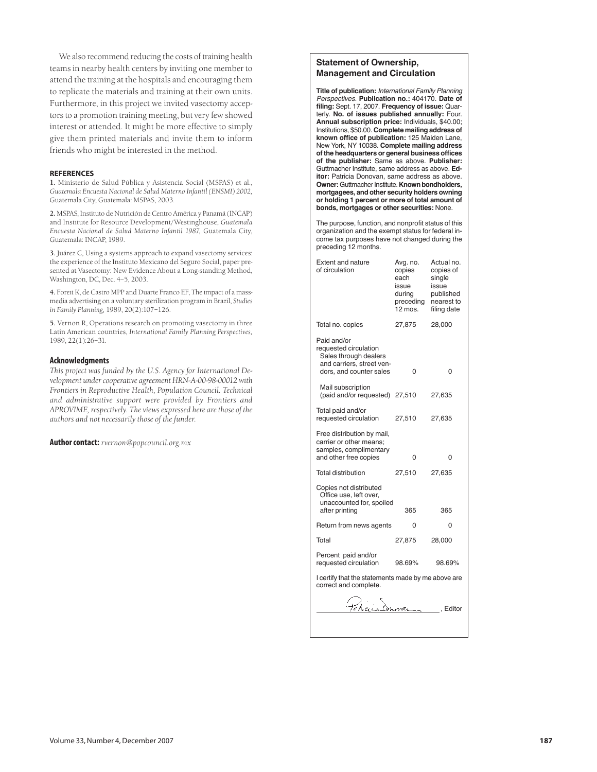We also recommend reducing the costs of training health teams in nearby health centers by inviting one member to attend the training at the hospitals and encouraging them to replicate the materials and training at their own units. Furthermore, in this project we invited vasectomy acceptors to a promotion training meeting, but very few showed interest or attended. It might be more effective to simply give them printed materials and invite them to inform friends who might be interested in the method.

### REFERENCES

1. Ministerio de Salud Pública y Asistencia Social (MSPAS) et al., *Guatemala Encuesta Nacional de Salud Materno Infantil (ENSMI) 2002*, Guatemala City, Guatemala: MSPAS, 2003.

2. MSPAS, Instituto de Nutrición de Centro América y Panamá (INCAP) and Institute for Resource Development/Westinghouse, *Guatemala Encuesta Nacional de Salud Materno Infantil 1987*, Guatemala City, Guatemala: INCAP, 1989.

3. Juárez C, Using a systems approach to expand vasectomy services: the experience of the Instituto Mexicano del Seguro Social, paper presented at Vasectomy: New Evidence About a Long-standing Method, Washington, DC, Dec. 4–5, 2003.

4. Foreit K, de Castro MPP and Duarte Franco EF, The impact of a mass-media advertising on a voluntary sterilization program in Brazil, *Studies in Family Planning*, 1989, 20(2):107–126.

5. Vernon R, Operations research on promoting vasectomy in three Latin American countries, *International Family Planning Perspectives*, 1989, 22(1):26–31.

### Acknowledgments

*This project was funded by the U.S. Agency for International Development under cooperative agreement HRN-A-00-98-00012 with Frontiers in Reproductive Health, Population Council. Technical and administrative support were provided by Frontiers and APROVIME, respectively. The views expressed here are those of the authors and not necessarily those of the funder.*

**Author contact:** *rvernon@popcouncil.org.mx*

## Statement of Ownership, Management and Circulation

**Title of publication:** *International Family Planning Perspectives.* **Publication no.:** 404170. **Date of filing:** Sept. 17, 2007. **Frequency of issue:** Quarterly. **No. of issues published annually:** Four. **Annual subscription price:** Individuals, $40.00; Institutions, $50.00. **Complete mailing address of known office of publication:** 125 Maiden Lane, New York, NY 10038. **Complete mailing address of the headquarters or general business offices of the publisher:** Same as above. **Publisher:** Guttmacher Institute, same address as above. **Editor:** Patricia Donovan, same address as above. **Owner:** Guttmacher Institute. **Known bondholders, mortgagees, and other security holders owning or holding 1 percent or more of total amount of bonds, mortgages or other securities:** None.

The purpose, function, and nonprofit status of this organization and the exempt status for federal income tax purposes have not changed during the preceding 12 months.

| Extent and nature of circulation | Avg. no. copies each issue during preceding 12 mos. | Actual no. copies of single issue published nearest to filing date |
|---|---|---|
| Total no. copies | 27,875 | 28,000 |
| Paid and/or requested circulation Sales through dealers and carriers, street vendors, and counter sales | 0 | 0 |
| Mail subscription (paid and/or requested) | 27,510 | 27,635 |
| Total paid and/or requested circulation | 27,510 | 27,635 |
| Free distribution by mail, carrier or other means; samples, complimentary and other free copies | 0 | 0 |
| Total distribution | 27,510 | 27,635 |
| Copies not distributed Office use, left over, unaccounted for, spoiled after printing | 365 | 365 |
| Return from news agents | 0 | 0 |
| Total | 27,875 | 28,000 |
| Percent paid and/or requested circulation | 98.69% | 98.69% |

I certify that the statements made by me above are correct and complete.

Patricia Donovan, Editor